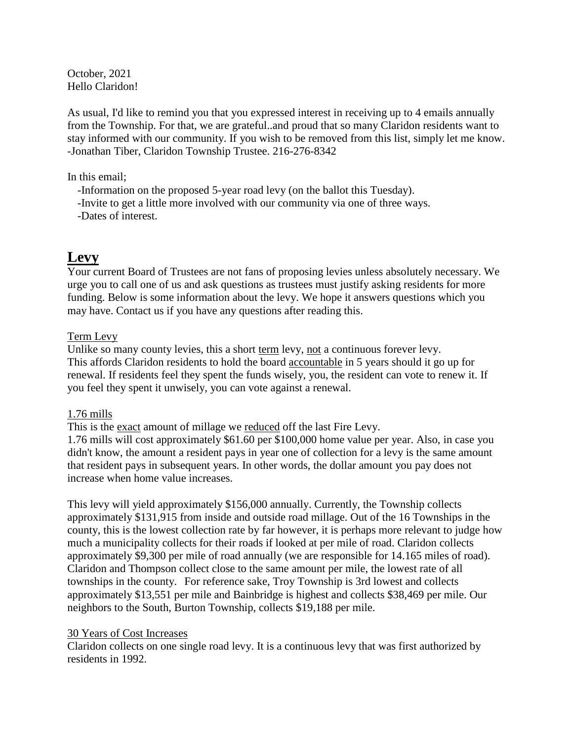October, 2021
Hello Claridon!

As usual, I'd like to remind you that you expressed interest in receiving up to 4 emails annually from the Township. For that, we are grateful..and proud that so many Claridon residents want to stay informed with our community. If you wish to be removed from this list, simply let me know. -Jonathan Tiber, Claridon Township Trustee. 216-276-8342

In this email;

- -Information on the proposed 5-year road levy (on the ballot this Tuesday).
- -Invite to get a little more involved with our community via one of three ways.
- -Dates of interest.

## Levy

Your current Board of Trustees are not fans of proposing levies unless absolutely necessary. We urge you to call one of us and ask questions as trustees must justify asking residents for more funding. Below is some information about the levy. We hope it answers questions which you may have. Contact us if you have any questions after reading this.

<u>Term Levy</u>

Unlike so many county levies, this a short <u>term</u> levy, <u>not</u> a continuous forever levy. This affords Claridon residents to hold the board <u>accountable</u> in 5 years should it go up for renewal. If residents feel they spent the funds wisely, you, the resident can vote to renew it. If you feel they spent it unwisely, you can vote against a renewal.

<u>1.76 mills</u>

This is the <u>exact</u> amount of millage we <u>reduced</u> off the last Fire Levy.
1.76 mills will cost approximately $61.60 per $100,000 home value per year. Also, in case you didn't know, the amount a resident pays in year one of collection for a levy is the same amount that resident pays in subsequent years. In other words, the dollar amount you pay does not increase when home value increases.

This levy will yield approximately $156,000 annually. Currently, the Township collects approximately $131,915 from inside and outside road millage. Out of the 16 Townships in the county, this is the lowest collection rate by far however, it is perhaps more relevant to judge how much a municipality collects for their roads if looked at per mile of road. Claridon collects approximately $9,300 per mile of road annually (we are responsible for 14.165 miles of road). Claridon and Thompson collect close to the same amount per mile, the lowest rate of all townships in the county. For reference sake, Troy Township is 3rd lowest and collects approximately $13,551 per mile and Bainbridge is highest and collects $38,469 per mile. Our neighbors to the South, Burton Township, collects $19,188 per mile.

<u>30 Years of Cost Increases</u>

Claridon collects on one single road levy. It is a continuous levy that was first authorized by residents in 1992.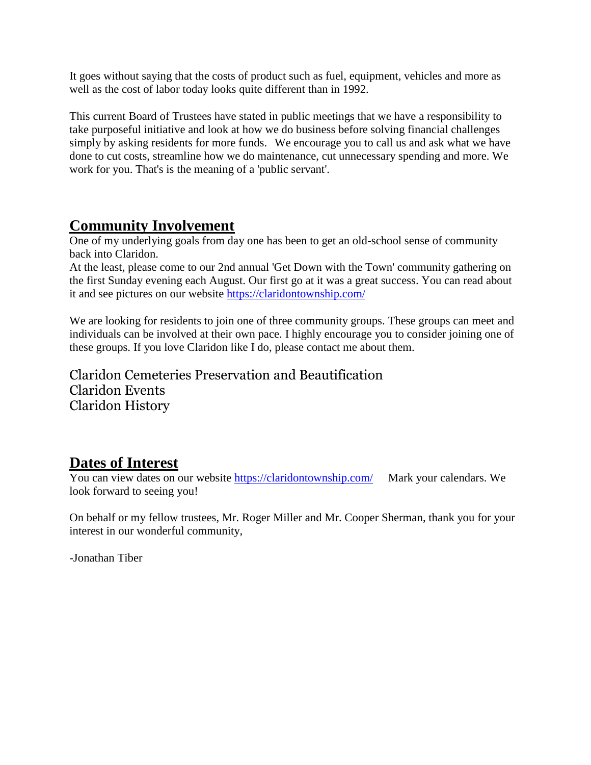It goes without saying that the costs of product such as fuel, equipment, vehicles and more as well as the cost of labor today looks quite different than in 1992.

This current Board of Trustees have stated in public meetings that we have a responsibility to take purposeful initiative and look at how we do business before solving financial challenges simply by asking residents for more funds. We encourage you to call us and ask what we have done to cut costs, streamline how we do maintenance, cut unnecessary spending and more. We work for you. That's is the meaning of a 'public servant'.

## Community Involvement

One of my underlying goals from day one has been to get an old-school sense of community back into Claridon.

At the least, please come to our 2nd annual 'Get Down with the Town' community gathering on the first Sunday evening each August. Our first go at it was a great success. You can read about it and see pictures on our website https://claridontownship.com/

We are looking for residents to join one of three community groups. These groups can meet and individuals can be involved at their own pace. I highly encourage you to consider joining one of these groups. If you love Claridon like I do, please contact me about them.

Claridon Cemeteries Preservation and Beautification
Claridon Events
Claridon History

## Dates of Interest

You can view dates on our website https://claridontownship.com/ Mark your calendars. We look forward to seeing you!

On behalf or my fellow trustees, Mr. Roger Miller and Mr. Cooper Sherman, thank you for your interest in our wonderful community,

-Jonathan Tiber